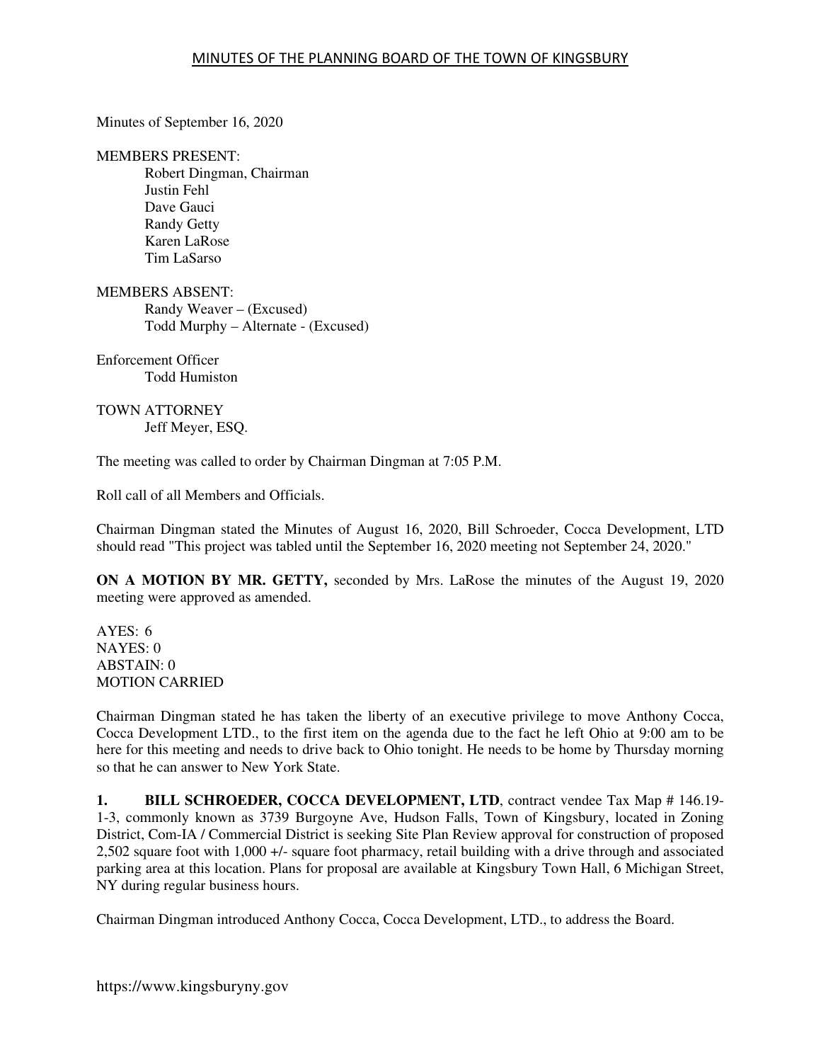# MINUTES OF THE PLANNING BOARD OF THE TOWN OF KINGSBURY

Minutes of September 16, 2020

MEMBERS PRESENT:
- Robert Dingman, Chairman
- Justin Fehl
- Dave Gauci
- Randy Getty
- Karen LaRose
- Tim LaSarso

MEMBERS ABSENT:
- Randy Weaver – (Excused)
- Todd Murphy – Alternate - (Excused)

Enforcement Officer
- Todd Humiston

TOWN ATTORNEY
- Jeff Meyer, ESQ.

The meeting was called to order by Chairman Dingman at 7:05 P.M.

Roll call of all Members and Officials.

Chairman Dingman stated the Minutes of August 16, 2020, Bill Schroeder, Cocca Development, LTD should read "This project was tabled until the September 16, 2020 meeting not September 24, 2020."

**ON A MOTION BY MR. GETTY,** seconded by Mrs. LaRose the minutes of the August 19, 2020 meeting were approved as amended.

AYES: 6
NAYES: 0
ABSTAIN: 0
MOTION CARRIED

Chairman Dingman stated he has taken the liberty of an executive privilege to move Anthony Cocca, Cocca Development LTD., to the first item on the agenda due to the fact he left Ohio at 9:00 am to be here for this meeting and needs to drive back to Ohio tonight. He needs to be home by Thursday morning so that he can answer to New York State.

**1. BILL SCHROEDER, COCCA DEVELOPMENT, LTD**, contract vendee Tax Map # 146.19-1-3, commonly known as 3739 Burgoyne Ave, Hudson Falls, Town of Kingsbury, located in Zoning District, Com-IA / Commercial District is seeking Site Plan Review approval for construction of proposed 2,502 square foot with 1,000 +/- square foot pharmacy, retail building with a drive through and associated parking area at this location. Plans for proposal are available at Kingsbury Town Hall, 6 Michigan Street, NY during regular business hours.

Chairman Dingman introduced Anthony Cocca, Cocca Development, LTD., to address the Board.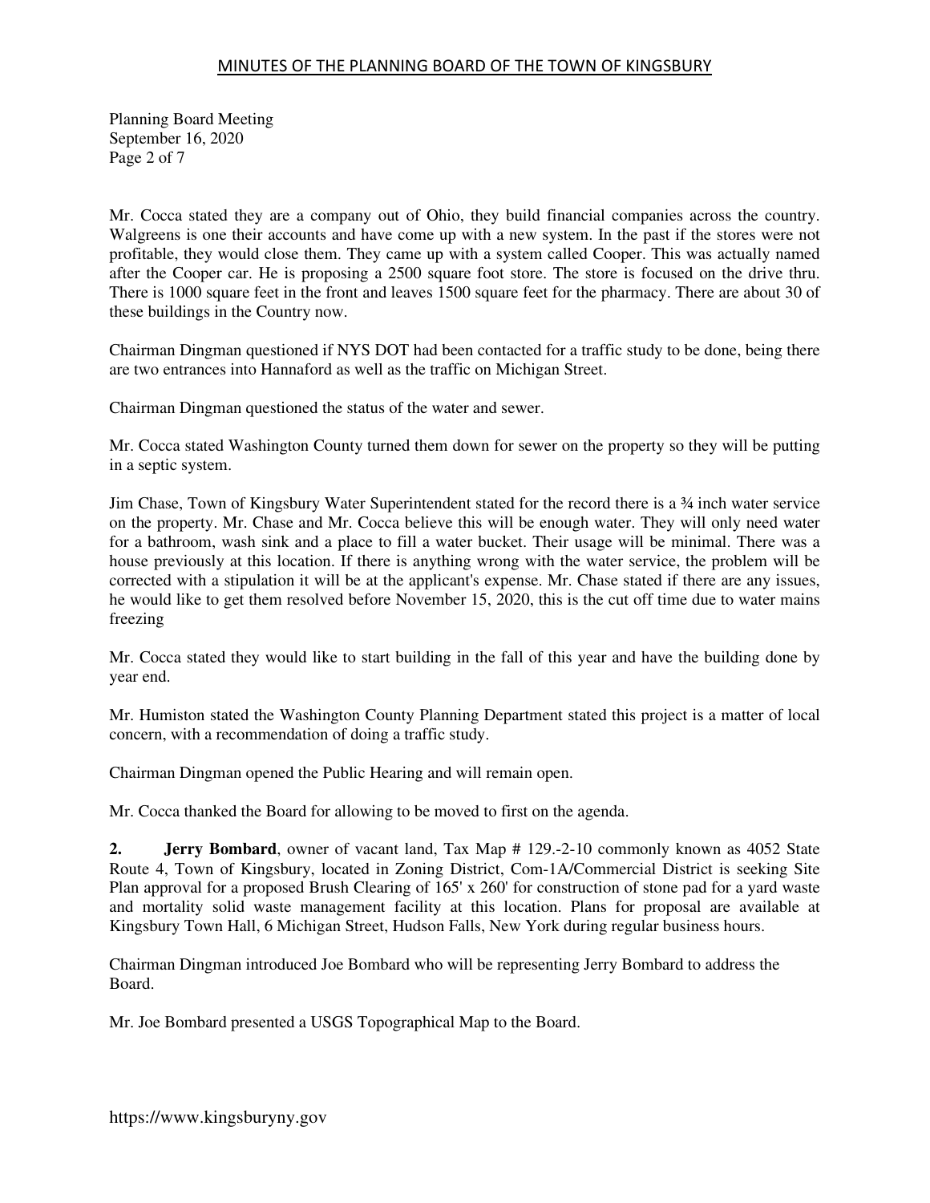Mr. Cocca stated they are a company out of Ohio, they build financial companies across the country. Walgreens is one their accounts and have come up with a new system. In the past if the stores were not profitable, they would close them. They came up with a system called Cooper. This was actually named after the Cooper car. He is proposing a 2500 square foot store. The store is focused on the drive thru. There is 1000 square feet in the front and leaves 1500 square feet for the pharmacy. There are about 30 of these buildings in the Country now.

Chairman Dingman questioned if NYS DOT had been contacted for a traffic study to be done, being there are two entrances into Hannaford as well as the traffic on Michigan Street.

Chairman Dingman questioned the status of the water and sewer.

Mr. Cocca stated Washington County turned them down for sewer on the property so they will be putting in a septic system.

Jim Chase, Town of Kingsbury Water Superintendent stated for the record there is a ¾ inch water service on the property. Mr. Chase and Mr. Cocca believe this will be enough water. They will only need water for a bathroom, wash sink and a place to fill a water bucket. Their usage will be minimal. There was a house previously at this location. If there is anything wrong with the water service, the problem will be corrected with a stipulation it will be at the applicant's expense. Mr. Chase stated if there are any issues, he would like to get them resolved before November 15, 2020, this is the cut off time due to water mains freezing

Mr. Cocca stated they would like to start building in the fall of this year and have the building done by year end.

Mr. Humiston stated the Washington County Planning Department stated this project is a matter of local concern, with a recommendation of doing a traffic study.

Chairman Dingman opened the Public Hearing and will remain open.

Mr. Cocca thanked the Board for allowing to be moved to first on the agenda.

**2. Jerry Bombard**, owner of vacant land, Tax Map # 129.-2-10 commonly known as 4052 State Route 4, Town of Kingsbury, located in Zoning District, Com-1A/Commercial District is seeking Site Plan approval for a proposed Brush Clearing of 165' x 260' for construction of stone pad for a yard waste and mortality solid waste management facility at this location. Plans for proposal are available at Kingsbury Town Hall, 6 Michigan Street, Hudson Falls, New York during regular business hours.

Chairman Dingman introduced Joe Bombard who will be representing Jerry Bombard to address the Board.

Mr. Joe Bombard presented a USGS Topographical Map to the Board.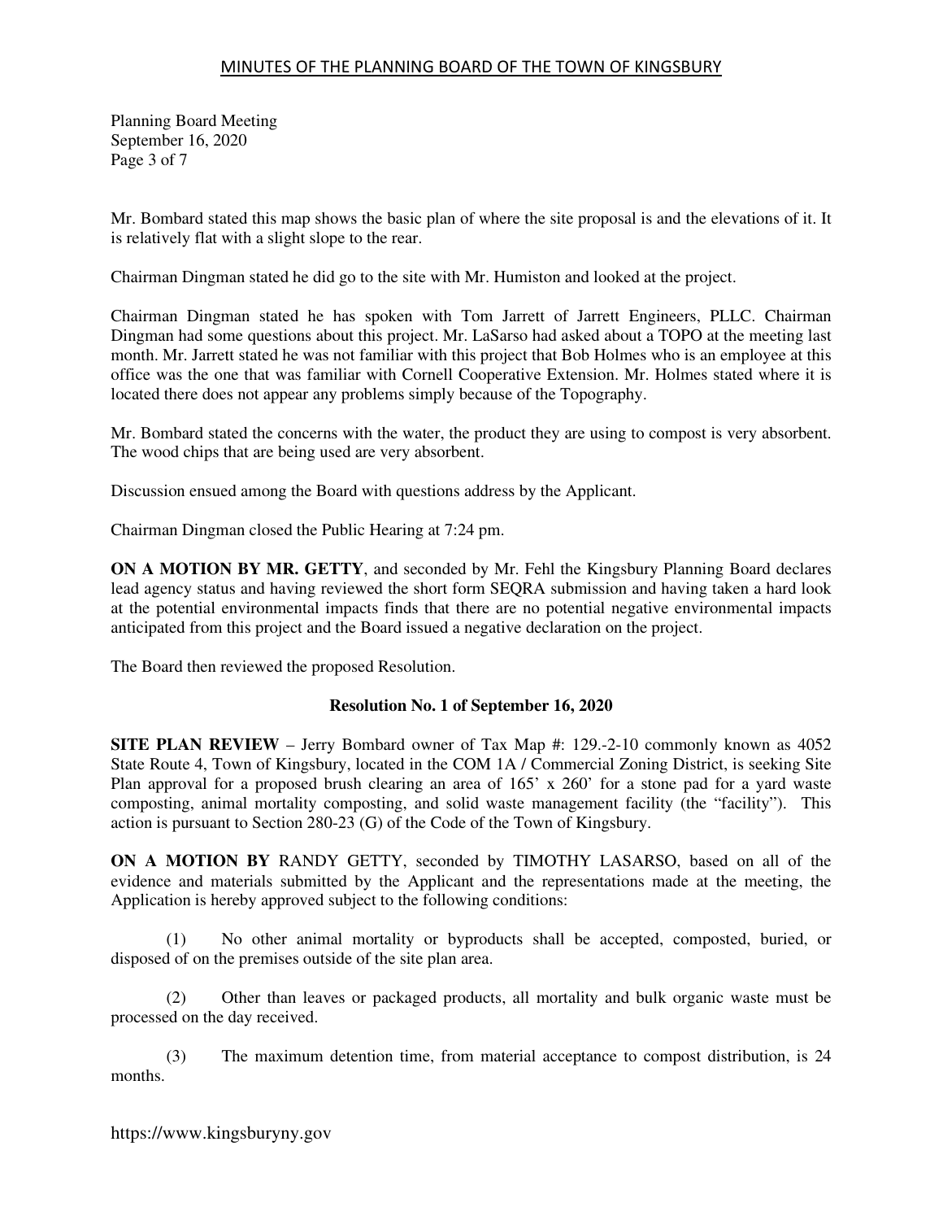Mr. Bombard stated this map shows the basic plan of where the site proposal is and the elevations of it. It is relatively flat with a slight slope to the rear.

Chairman Dingman stated he did go to the site with Mr. Humiston and looked at the project.

Chairman Dingman stated he has spoken with Tom Jarrett of Jarrett Engineers, PLLC. Chairman Dingman had some questions about this project. Mr. LaSarso had asked about a TOPO at the meeting last month. Mr. Jarrett stated he was not familiar with this project that Bob Holmes who is an employee at this office was the one that was familiar with Cornell Cooperative Extension. Mr. Holmes stated where it is located there does not appear any problems simply because of the Topography.

Mr. Bombard stated the concerns with the water, the product they are using to compost is very absorbent. The wood chips that are being used are very absorbent.

Discussion ensued among the Board with questions address by the Applicant.

Chairman Dingman closed the Public Hearing at 7:24 pm.

**ON A MOTION BY MR. GETTY**, and seconded by Mr. Fehl the Kingsbury Planning Board declares lead agency status and having reviewed the short form SEQRA submission and having taken a hard look at the potential environmental impacts finds that there are no potential negative environmental impacts anticipated from this project and the Board issued a negative declaration on the project.

The Board then reviewed the proposed Resolution.

**Resolution No. 1 of September 16, 2020**

**SITE PLAN REVIEW** – Jerry Bombard owner of Tax Map #: 129.-2-10 commonly known as 4052 State Route 4, Town of Kingsbury, located in the COM 1A / Commercial Zoning District, is seeking Site Plan approval for a proposed brush clearing an area of 165' x 260' for a stone pad for a yard waste composting, animal mortality composting, and solid waste management facility (the "facility"). This action is pursuant to Section 280-23 (G) of the Code of the Town of Kingsbury.

**ON A MOTION BY** RANDY GETTY, seconded by TIMOTHY LASARSO, based on all of the evidence and materials submitted by the Applicant and the representations made at the meeting, the Application is hereby approved subject to the following conditions:

(1) No other animal mortality or byproducts shall be accepted, composted, buried, or disposed of on the premises outside of the site plan area.

(2) Other than leaves or packaged products, all mortality and bulk organic waste must be processed on the day received.

(3) The maximum detention time, from material acceptance to compost distribution, is 24 months.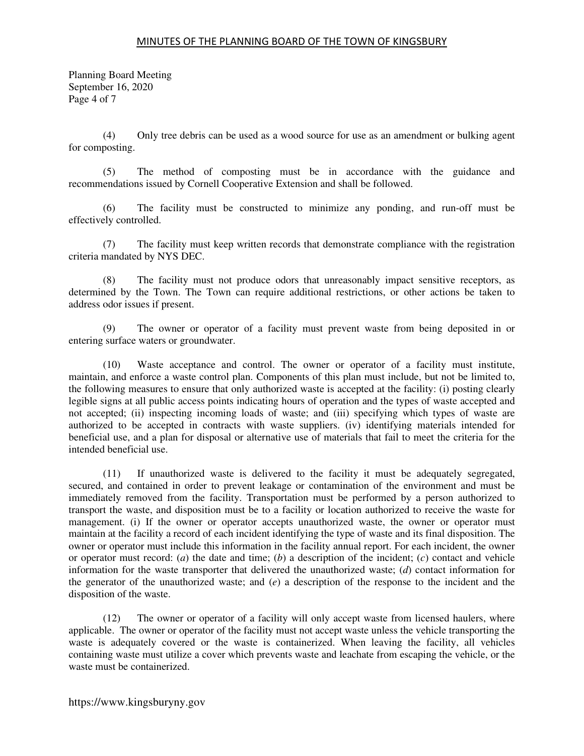(4) Only tree debris can be used as a wood source for use as an amendment or bulking agent for composting.

(5) The method of composting must be in accordance with the guidance and recommendations issued by Cornell Cooperative Extension and shall be followed.

(6) The facility must be constructed to minimize any ponding, and run-off must be effectively controlled.

(7) The facility must keep written records that demonstrate compliance with the registration criteria mandated by NYS DEC.

(8) The facility must not produce odors that unreasonably impact sensitive receptors, as determined by the Town. The Town can require additional restrictions, or other actions be taken to address odor issues if present.

(9) The owner or operator of a facility must prevent waste from being deposited in or entering surface waters or groundwater.

(10) Waste acceptance and control. The owner or operator of a facility must institute, maintain, and enforce a waste control plan. Components of this plan must include, but not be limited to, the following measures to ensure that only authorized waste is accepted at the facility: (i) posting clearly legible signs at all public access points indicating hours of operation and the types of waste accepted and not accepted; (ii) inspecting incoming loads of waste; and (iii) specifying which types of waste are authorized to be accepted in contracts with waste suppliers. (iv) identifying materials intended for beneficial use, and a plan for disposal or alternative use of materials that fail to meet the criteria for the intended beneficial use.

(11) If unauthorized waste is delivered to the facility it must be adequately segregated, secured, and contained in order to prevent leakage or contamination of the environment and must be immediately removed from the facility. Transportation must be performed by a person authorized to transport the waste, and disposition must be to a facility or location authorized to receive the waste for management. (i) If the owner or operator accepts unauthorized waste, the owner or operator must maintain at the facility a record of each incident identifying the type of waste and its final disposition. The owner or operator must include this information in the facility annual report. For each incident, the owner or operator must record: (*a*) the date and time; (*b*) a description of the incident; (*c*) contact and vehicle information for the waste transporter that delivered the unauthorized waste; (*d*) contact information for the generator of the unauthorized waste; and (*e*) a description of the response to the incident and the disposition of the waste.

(12) The owner or operator of a facility will only accept waste from licensed haulers, where applicable. The owner or operator of the facility must not accept waste unless the vehicle transporting the waste is adequately covered or the waste is containerized. When leaving the facility, all vehicles containing waste must utilize a cover which prevents waste and leachate from escaping the vehicle, or the waste must be containerized.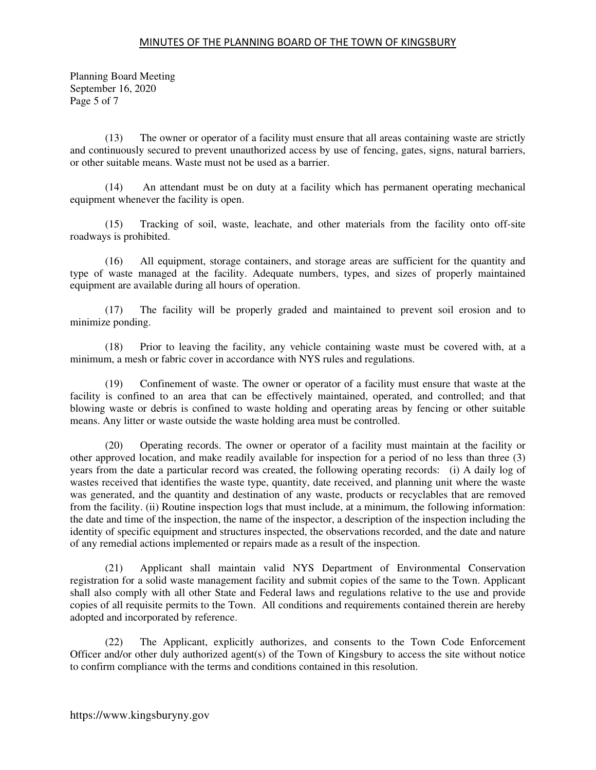(13) The owner or operator of a facility must ensure that all areas containing waste are strictly and continuously secured to prevent unauthorized access by use of fencing, gates, signs, natural barriers, or other suitable means. Waste must not be used as a barrier.

(14) An attendant must be on duty at a facility which has permanent operating mechanical equipment whenever the facility is open.

(15) Tracking of soil, waste, leachate, and other materials from the facility onto off-site roadways is prohibited.

(16) All equipment, storage containers, and storage areas are sufficient for the quantity and type of waste managed at the facility. Adequate numbers, types, and sizes of properly maintained equipment are available during all hours of operation.

(17) The facility will be properly graded and maintained to prevent soil erosion and to minimize ponding.

(18) Prior to leaving the facility, any vehicle containing waste must be covered with, at a minimum, a mesh or fabric cover in accordance with NYS rules and regulations.

(19) Confinement of waste. The owner or operator of a facility must ensure that waste at the facility is confined to an area that can be effectively maintained, operated, and controlled; and that blowing waste or debris is confined to waste holding and operating areas by fencing or other suitable means. Any litter or waste outside the waste holding area must be controlled.

(20) Operating records. The owner or operator of a facility must maintain at the facility or other approved location, and make readily available for inspection for a period of no less than three (3) years from the date a particular record was created, the following operating records: (i) A daily log of wastes received that identifies the waste type, quantity, date received, and planning unit where the waste was generated, and the quantity and destination of any waste, products or recyclables that are removed from the facility. (ii) Routine inspection logs that must include, at a minimum, the following information: the date and time of the inspection, the name of the inspector, a description of the inspection including the identity of specific equipment and structures inspected, the observations recorded, and the date and nature of any remedial actions implemented or repairs made as a result of the inspection.

(21) Applicant shall maintain valid NYS Department of Environmental Conservation registration for a solid waste management facility and submit copies of the same to the Town. Applicant shall also comply with all other State and Federal laws and regulations relative to the use and provide copies of all requisite permits to the Town. All conditions and requirements contained therein are hereby adopted and incorporated by reference.

(22) The Applicant, explicitly authorizes, and consents to the Town Code Enforcement Officer and/or other duly authorized agent(s) of the Town of Kingsbury to access the site without notice to confirm compliance with the terms and conditions contained in this resolution.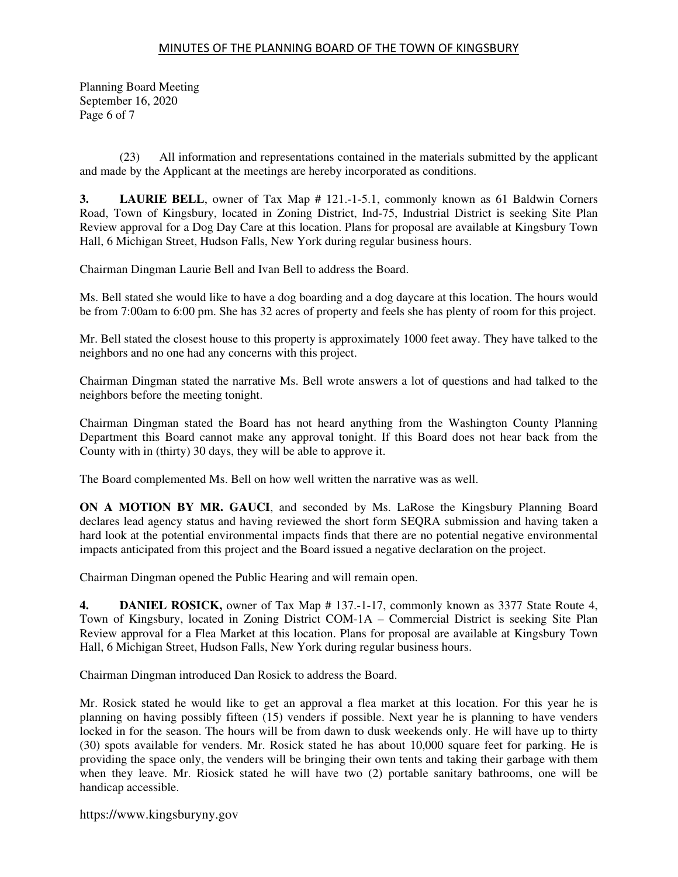(23) All information and representations contained in the materials submitted by the applicant and made by the Applicant at the meetings are hereby incorporated as conditions.

**3. LAURIE BELL**, owner of Tax Map # 121.-1-5.1, commonly known as 61 Baldwin Corners Road, Town of Kingsbury, located in Zoning District, Ind-75, Industrial District is seeking Site Plan Review approval for a Dog Day Care at this location. Plans for proposal are available at Kingsbury Town Hall, 6 Michigan Street, Hudson Falls, New York during regular business hours.

Chairman Dingman Laurie Bell and Ivan Bell to address the Board.

Ms. Bell stated she would like to have a dog boarding and a dog daycare at this location. The hours would be from 7:00am to 6:00 pm. She has 32 acres of property and feels she has plenty of room for this project.

Mr. Bell stated the closest house to this property is approximately 1000 feet away. They have talked to the neighbors and no one had any concerns with this project.

Chairman Dingman stated the narrative Ms. Bell wrote answers a lot of questions and had talked to the neighbors before the meeting tonight.

Chairman Dingman stated the Board has not heard anything from the Washington County Planning Department this Board cannot make any approval tonight. If this Board does not hear back from the County with in (thirty) 30 days, they will be able to approve it.

The Board complemented Ms. Bell on how well written the narrative was as well.

**ON A MOTION BY MR. GAUCI**, and seconded by Ms. LaRose the Kingsbury Planning Board declares lead agency status and having reviewed the short form SEQRA submission and having taken a hard look at the potential environmental impacts finds that there are no potential negative environmental impacts anticipated from this project and the Board issued a negative declaration on the project.

Chairman Dingman opened the Public Hearing and will remain open.

**4. DANIEL ROSICK,** owner of Tax Map # 137.-1-17, commonly known as 3377 State Route 4, Town of Kingsbury, located in Zoning District COM-1A – Commercial District is seeking Site Plan Review approval for a Flea Market at this location. Plans for proposal are available at Kingsbury Town Hall, 6 Michigan Street, Hudson Falls, New York during regular business hours.

Chairman Dingman introduced Dan Rosick to address the Board.

Mr. Rosick stated he would like to get an approval a flea market at this location. For this year he is planning on having possibly fifteen (15) venders if possible. Next year he is planning to have venders locked in for the season. The hours will be from dawn to dusk weekends only. He will have up to thirty (30) spots available for venders. Mr. Rosick stated he has about 10,000 square feet for parking. He is providing the space only, the venders will be bringing their own tents and taking their garbage with them when they leave. Mr. Riosick stated he will have two (2) portable sanitary bathrooms, one will be handicap accessible.

https://www.kingsburyny.gov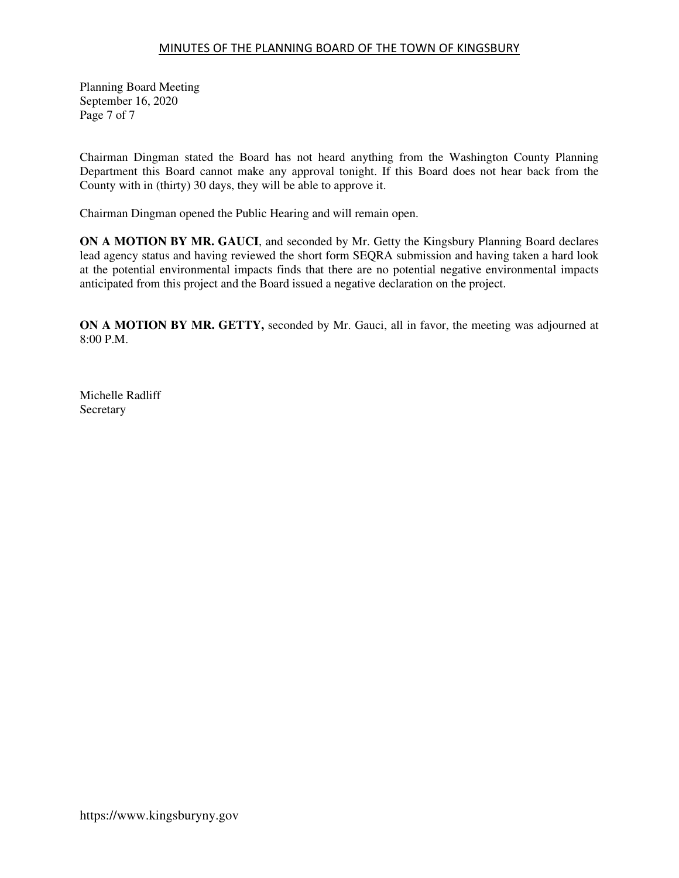Chairman Dingman stated the Board has not heard anything from the Washington County Planning Department this Board cannot make any approval tonight. If this Board does not hear back from the County with in (thirty) 30 days, they will be able to approve it.

Chairman Dingman opened the Public Hearing and will remain open.

**ON A MOTION BY MR. GAUCI**, and seconded by Mr. Getty the Kingsbury Planning Board declares lead agency status and having reviewed the short form SEQRA submission and having taken a hard look at the potential environmental impacts finds that there are no potential negative environmental impacts anticipated from this project and the Board issued a negative declaration on the project.

**ON A MOTION BY MR. GETTY,** seconded by Mr. Gauci, all in favor, the meeting was adjourned at 8:00 P.M.

Michelle Radliff
Secretary